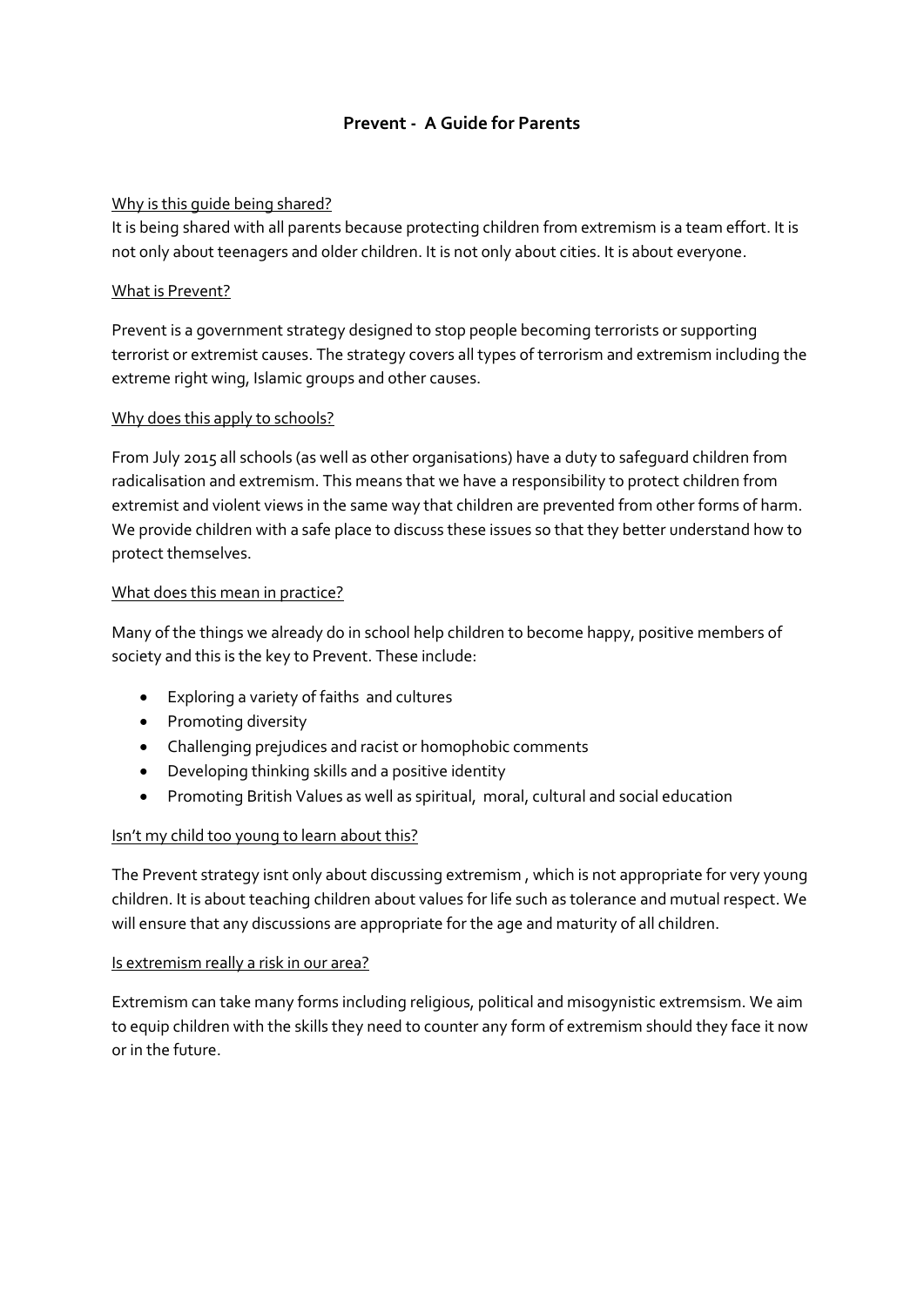# Prevent - A Guide for Parents

<u>Why is this guide being shared?</u>

It is being shared with all parents because protecting children from extremism is a team effort. It is not only about teenagers and older children. It is not only about cities. It is about everyone.

<u>What is Prevent?</u>

Prevent is a government strategy designed to stop people becoming terrorists or supporting terrorist or extremist causes. The strategy covers all types of terrorism and extremism including the extreme right wing, Islamic groups and other causes.

<u>Why does this apply to schools?</u>

From July 2015 all schools (as well as other organisations) have a duty to safeguard children from radicalisation and extremism. This means that we have a responsibility to protect children from extremist and violent views in the same way that children are prevented from other forms of harm. We provide children with a safe place to discuss these issues so that they better understand how to protect themselves.

<u>What does this mean in practice?</u>

Many of the things we already do in school help children to become happy, positive members of society and this is the key to Prevent. These include:

- Exploring a variety of faiths and cultures
- Promoting diversity
- Challenging prejudices and racist or homophobic comments
- Developing thinking skills and a positive identity
- Promoting British Values as well as spiritual, moral, cultural and social education

<u>Isn't my child too young to learn about this?</u>

The Prevent strategy isnt only about discussing extremism , which is not appropriate for very young children. It is about teaching children about values for life such as tolerance and mutual respect. We will ensure that any discussions are appropriate for the age and maturity of all children.

<u>Is extremism really a risk in our area?</u>

Extremism can take many forms including religious, political and misogynistic extremsism. We aim to equip children with the skills they need to counter any form of extremism should they face it now or in the future.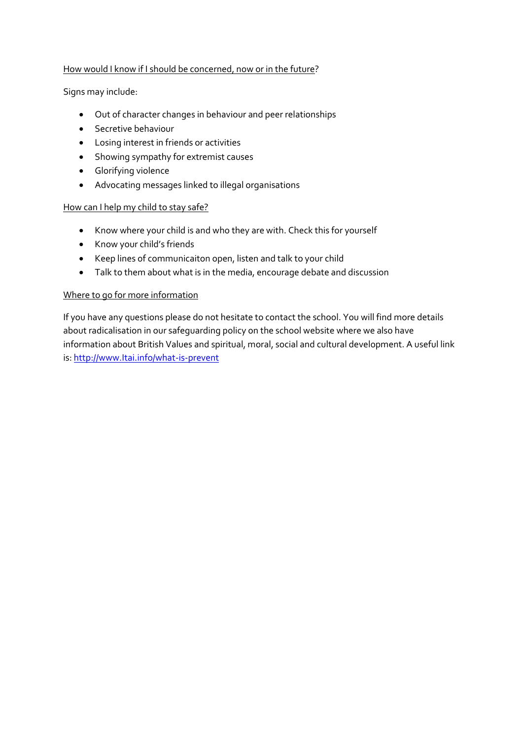How would I know if I should be concerned, now or in the future?

Signs may include:

- Out of character changes in behaviour and peer relationships
- Secretive behaviour
- Losing interest in friends or activities
- Showing sympathy for extremist causes
- Glorifying violence
- Advocating messages linked to illegal organisations

How can I help my child to stay safe?

- Know where your child is and who they are with. Check this for yourself
- Know your child's friends
- Keep lines of communicaiton open, listen and talk to your child
- Talk to them about what is in the media, encourage debate and discussion

Where to go for more information

If you have any questions please do not hesitate to contact the school. You will find more details about radicalisation in our safeguarding policy on the school website where we also have information about British Values and spiritual, moral, social and cultural development. A useful link is: [http://www.ltai.info/what-is-prevent](http://www.ltai.info/what-is-prevent)